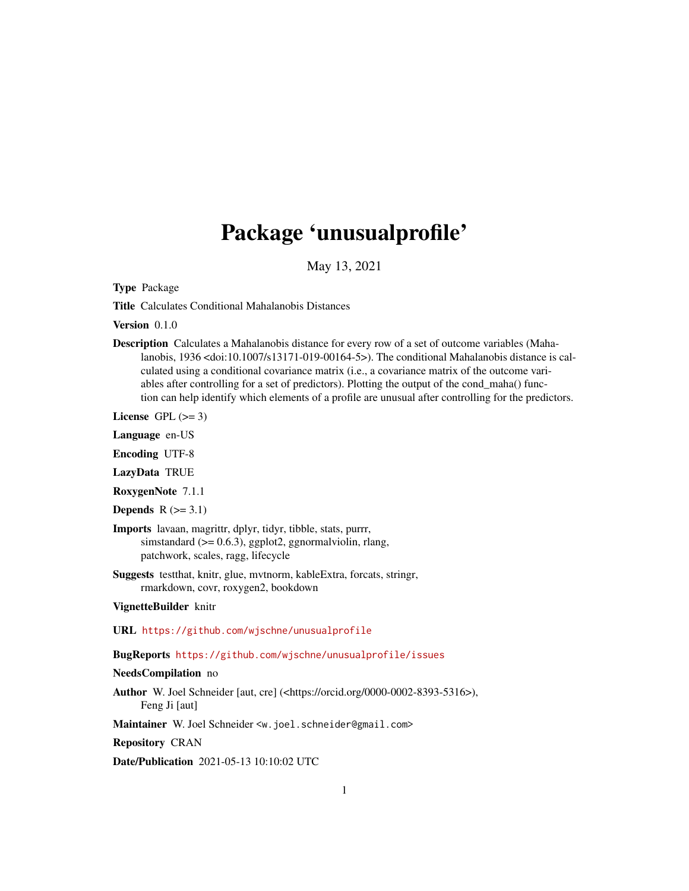# Package 'unusualprofile'

May 13, 2021

**Type** Package

**Title** Calculates Conditional Mahalanobis Distances

**Version** 0.1.0

**Description** Calculates a Mahalanobis distance for every row of a set of outcome variables (Mahalanobis, 1936 <doi:10.1007/s13171-019-00164-5>). The conditional Mahalanobis distance is calculated using a conditional covariance matrix (i.e., a covariance matrix of the outcome variables after controlling for a set of predictors). Plotting the output of the cond_maha() function can help identify which elements of a profile are unusual after controlling for the predictors.

**License** GPL (>= 3)

**Language** en-US

**Encoding** UTF-8

**LazyData** TRUE

**RoxygenNote** 7.1.1

**Depends** R (>= 3.1)

**Imports** lavaan, magrittr, dplyr, tidyr, tibble, stats, purrr, simstandard (>= 0.6.3), ggplot2, ggnormalviolin, rlang, patchwork, scales, ragg, lifecycle

**Suggests** testthat, knitr, glue, mvtnorm, kableExtra, forcats, stringr, rmarkdown, covr, roxygen2, bookdown

**VignetteBuilder** knitr

**URL** https://github.com/wjschne/unusualprofile

**BugReports** https://github.com/wjschne/unusualprofile/issues

**NeedsCompilation** no

**Author** W. Joel Schneider [aut, cre] (<https://orcid.org/0000-0002-8393-5316>), Feng Ji [aut]

**Maintainer** W. Joel Schneider <w.joel.schneider@gmail.com>

**Repository** CRAN

**Date/Publication** 2021-05-13 10:10:02 UTC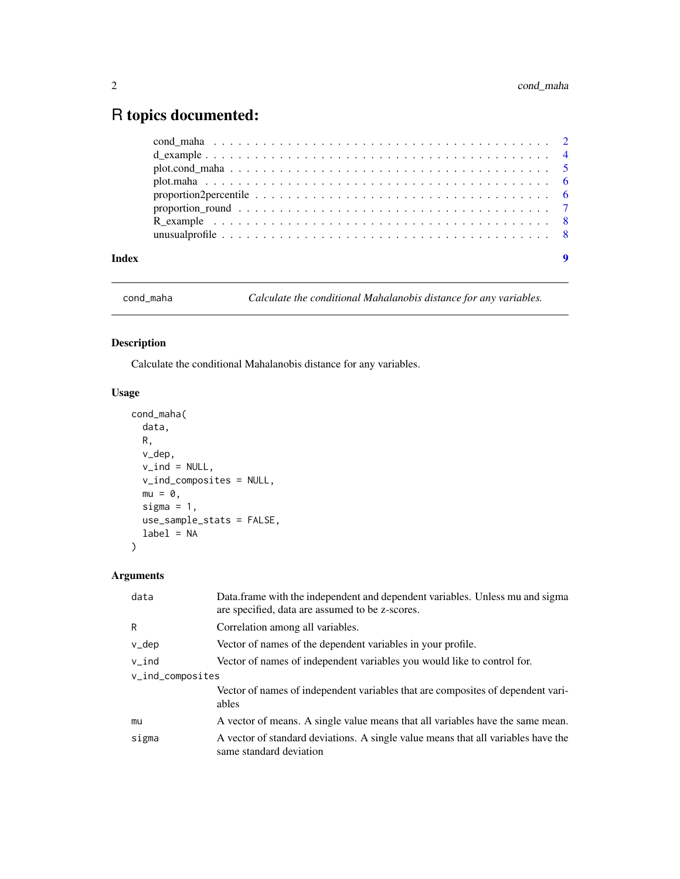# R topics documented:

cond_maha . . . . . . . . . . . . . . . . . . . . . . . . . . . . . . . . . . . . . . 2
d_example . . . . . . . . . . . . . . . . . . . . . . . . . . . . . . . . . . . . . . 4
plot.cond_maha . . . . . . . . . . . . . . . . . . . . . . . . . . . . . . . . . . . 5
plot.maha . . . . . . . . . . . . . . . . . . . . . . . . . . . . . . . . . . . . . . 6
proportion2percentile . . . . . . . . . . . . . . . . . . . . . . . . . . . . . . . . 6
proportion_round . . . . . . . . . . . . . . . . . . . . . . . . . . . . . . . . . . 7
R_example . . . . . . . . . . . . . . . . . . . . . . . . . . . . . . . . . . . . . . 8
unusualprofile . . . . . . . . . . . . . . . . . . . . . . . . . . . . . . . . . . . . 8

**Index** **9**

---

## cond_maha — *Calculate the conditional Mahalanobis distance for any variables.*

### Description

Calculate the conditional Mahalanobis distance for any variables.

### Usage

```
cond_maha(
  data,
  R,
  v_dep,
  v_ind = NULL,
  v_ind_composites = NULL,
  mu = 0,
  sigma = 1,
  use_sample_stats = FALSE,
  label = NA
)
```

### Arguments

| Argument | Description |
|---|---|
| data | Data.frame with the independent and dependent variables. Unless mu and sigma are specified, data are assumed to be z-scores. |
| R | Correlation among all variables. |
| v_dep | Vector of names of the dependent variables in your profile. |
| v_ind | Vector of names of independent variables you would like to control for. |
| v_ind_composites | Vector of names of independent variables that are composites of dependent variables |
| mu | A vector of means. A single value means that all variables have the same mean. |
| sigma | A vector of standard deviations. A single value means that all variables have the same standard deviation |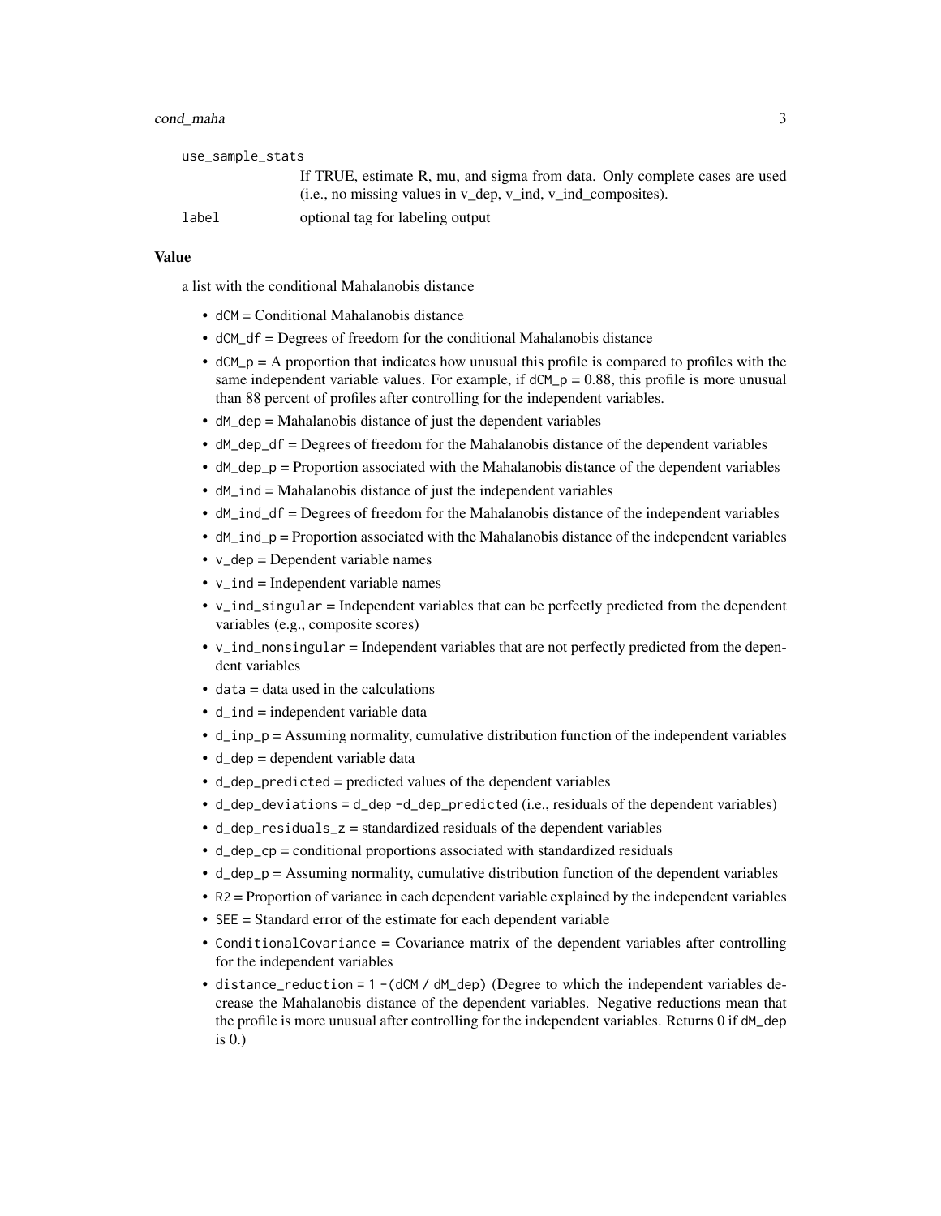use_sample_stats
: If TRUE, estimate R, mu, and sigma from data. Only complete cases are used (i.e., no missing values in v_dep, v_ind, v_ind_composites).

label
: optional tag for labeling output

### Value

a list with the conditional Mahalanobis distance

- `dCM` = Conditional Mahalanobis distance
- `dCM_df` = Degrees of freedom for the conditional Mahalanobis distance
- `dCM_p` = A proportion that indicates how unusual this profile is compared to profiles with the same independent variable values. For example, if `dCM_p` = 0.88, this profile is more unusual than 88 percent of profiles after controlling for the independent variables.
- `dM_dep` = Mahalanobis distance of just the dependent variables
- `dM_dep_df` = Degrees of freedom for the Mahalanobis distance of the dependent variables
- `dM_dep_p` = Proportion associated with the Mahalanobis distance of the dependent variables
- `dM_ind` = Mahalanobis distance of just the independent variables
- `dM_ind_df` = Degrees of freedom for the Mahalanobis distance of the independent variables
- `dM_ind_p` = Proportion associated with the Mahalanobis distance of the independent variables
- `v_dep` = Dependent variable names
- `v_ind` = Independent variable names
- `v_ind_singular` = Independent variables that can be perfectly predicted from the dependent variables (e.g., composite scores)
- `v_ind_nonsingular` = Independent variables that are not perfectly predicted from the dependent variables
- `data` = data used in the calculations
- `d_ind` = independent variable data
- `d_inp_p` = Assuming normality, cumulative distribution function of the independent variables
- `d_dep` = dependent variable data
- `d_dep_predicted` = predicted values of the dependent variables
- `d_dep_deviations` = `d_dep - d_dep_predicted` (i.e., residuals of the dependent variables)
- `d_dep_residuals_z` = standardized residuals of the dependent variables
- `d_dep_cp` = conditional proportions associated with standardized residuals
- `d_dep_p` = Assuming normality, cumulative distribution function of the dependent variables
- `R2` = Proportion of variance in each dependent variable explained by the independent variables
- `SEE` = Standard error of the estimate for each dependent variable
- `ConditionalCovariance` = Covariance matrix of the dependent variables after controlling for the independent variables
- `distance_reduction` = `1 - (dCM / dM_dep)` (Degree to which the independent variables decrease the Mahalanobis distance of the dependent variables. Negative reductions mean that the profile is more unusual after controlling for the independent variables. Returns 0 if `dM_dep` is 0.)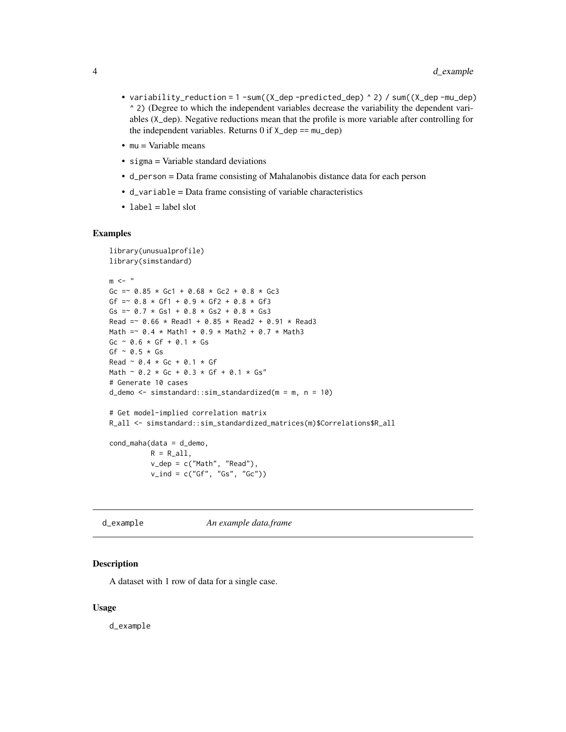- `variability_reduction = 1 -sum((X_dep -predicted_dep) ^ 2) / sum((X_dep -mu_dep) ^ 2)` (Degree to which the independent variables decrease the variability the dependent variables (`X_dep`). Negative reductions mean that the profile is more variable after controlling for the independent variables. Returns 0 if `X_dep == mu_dep`)
- `mu` = Variable means
- `sigma` = Variable standard deviations
- `d_person` = Data frame consisting of Mahalanobis distance data for each person
- `d_variable` = Data frame consisting of variable characteristics
- `label` = label slot

### Examples

```
library(unusualprofile)
library(simstandard)

m <- "
Gc =~ 0.85 * Gc1 + 0.68 * Gc2 + 0.8 * Gc3
Gf =~ 0.8 * Gf1 + 0.9 * Gf2 + 0.8 * Gf3
Gs =~ 0.7 * Gs1 + 0.8 * Gs2 + 0.8 * Gs3
Read =~ 0.66 * Read1 + 0.85 * Read2 + 0.91 * Read3
Math =~ 0.4 * Math1 + 0.9 * Math2 + 0.7 * Math3
Gc ~ 0.6 * Gf + 0.1 * Gs
Gf ~ 0.5 * Gs
Read ~ 0.4 * Gc + 0.1 * Gf
Math ~ 0.2 * Gc + 0.3 * Gf + 0.1 * Gs"
# Generate 10 cases
d_demo <- simstandard::sim_standardized(m = m, n = 10)

# Get model-implied correlation matrix
R_all <- simstandard::sim_standardized_matrices(m)$Correlations$R_all

cond_maha(data = d_demo,
          R = R_all,
          v_dep = c("Math", "Read"),
          v_ind = c("Gf", "Gs", "Gc"))
```

---

## d_example    *An example data.frame*

---

### Description

A dataset with 1 row of data for a single case.

### Usage

```
d_example
```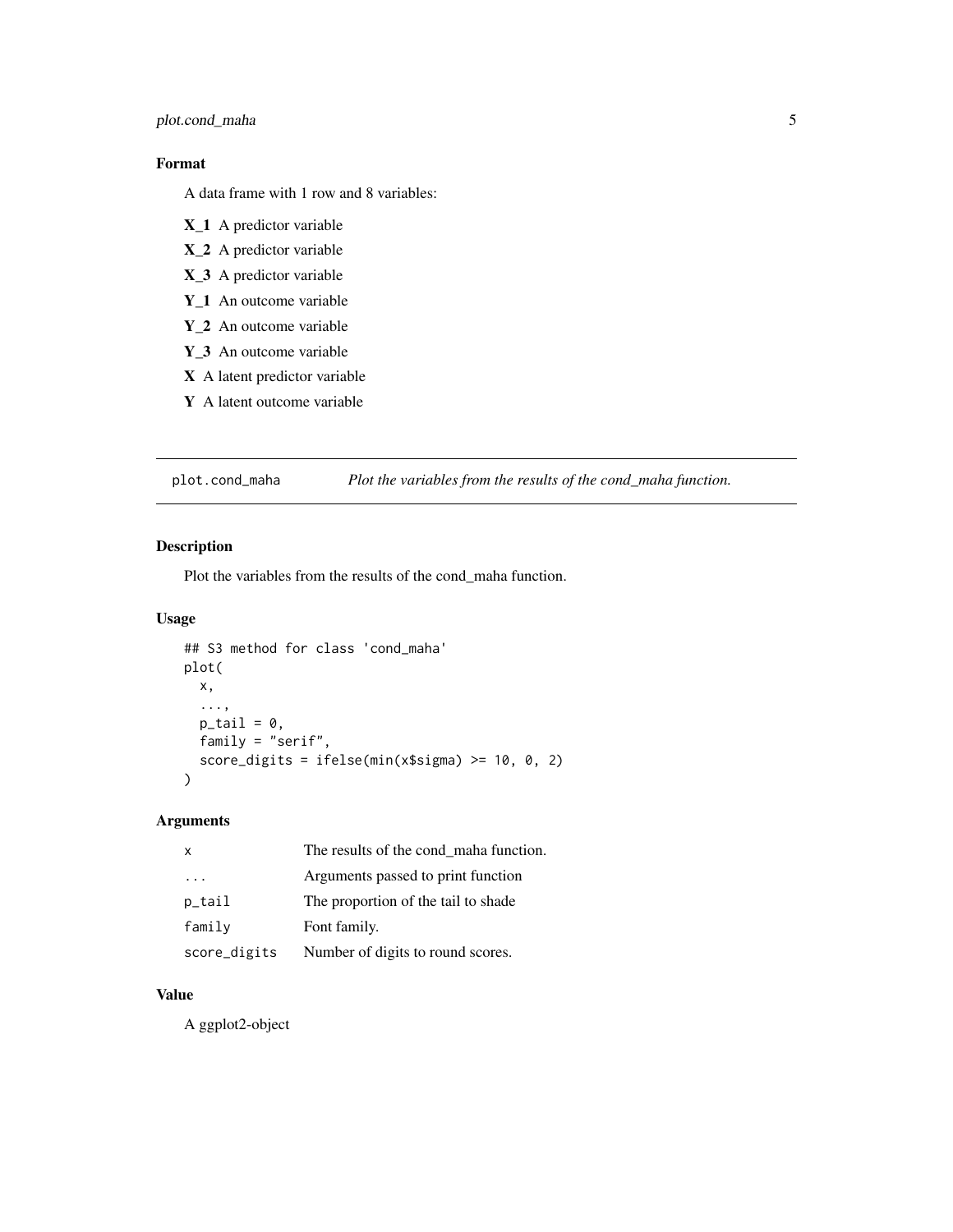### Format

A data frame with 1 row and 8 variables:

- **X_1** A predictor variable
- **X_2** A predictor variable
- **X_3** A predictor variable
- **Y_1** An outcome variable
- **Y_2** An outcome variable
- **Y_3** An outcome variable
- **X** A latent predictor variable
- **Y** A latent outcome variable

---

## plot.cond_maha — *Plot the variables from the results of the cond_maha function.*

### Description

Plot the variables from the results of the cond_maha function.

### Usage

```
## S3 method for class 'cond_maha'
plot(
  x,
  ...,
  p_tail = 0,
  family = "serif",
  score_digits = ifelse(min(x$sigma) >= 10, 0, 2)
)
```

### Arguments

| | |
|---|---|
| `x` | The results of the cond_maha function. |
| `...` | Arguments passed to print function |
| `p_tail` | The proportion of the tail to shade |
| `family` | Font family. |
| `score_digits` | Number of digits to round scores. |

### Value

A ggplot2-object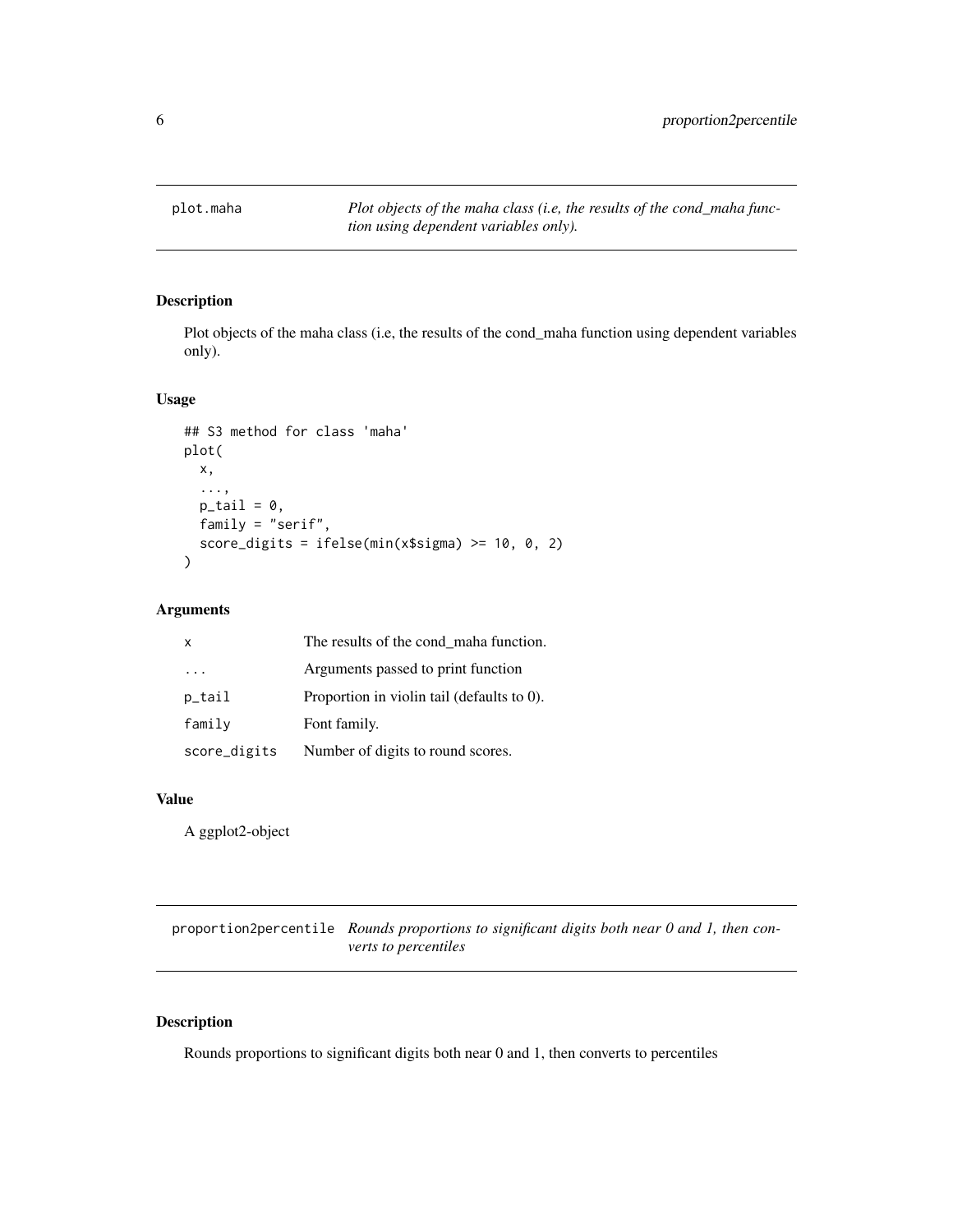## plot.maha

*Plot objects of the maha class (i.e, the results of the cond_maha function using dependent variables only).*

### Description

Plot objects of the maha class (i.e, the results of the cond_maha function using dependent variables only).

### Usage

```
## S3 method for class 'maha'
plot(
  x,
  ...,
  p_tail = 0,
  family = "serif",
  score_digits = ifelse(min(x$sigma) >= 10, 0, 2)
)
```

### Arguments

| | |
|---|---|
| `x` | The results of the cond_maha function. |
| `...` | Arguments passed to print function |
| `p_tail` | Proportion in violin tail (defaults to 0). |
| `family` | Font family. |
| `score_digits` | Number of digits to round scores. |

### Value

A ggplot2-object

## proportion2percentile

*Rounds proportions to significant digits both near 0 and 1, then converts to percentiles*

### Description

Rounds proportions to significant digits both near 0 and 1, then converts to percentiles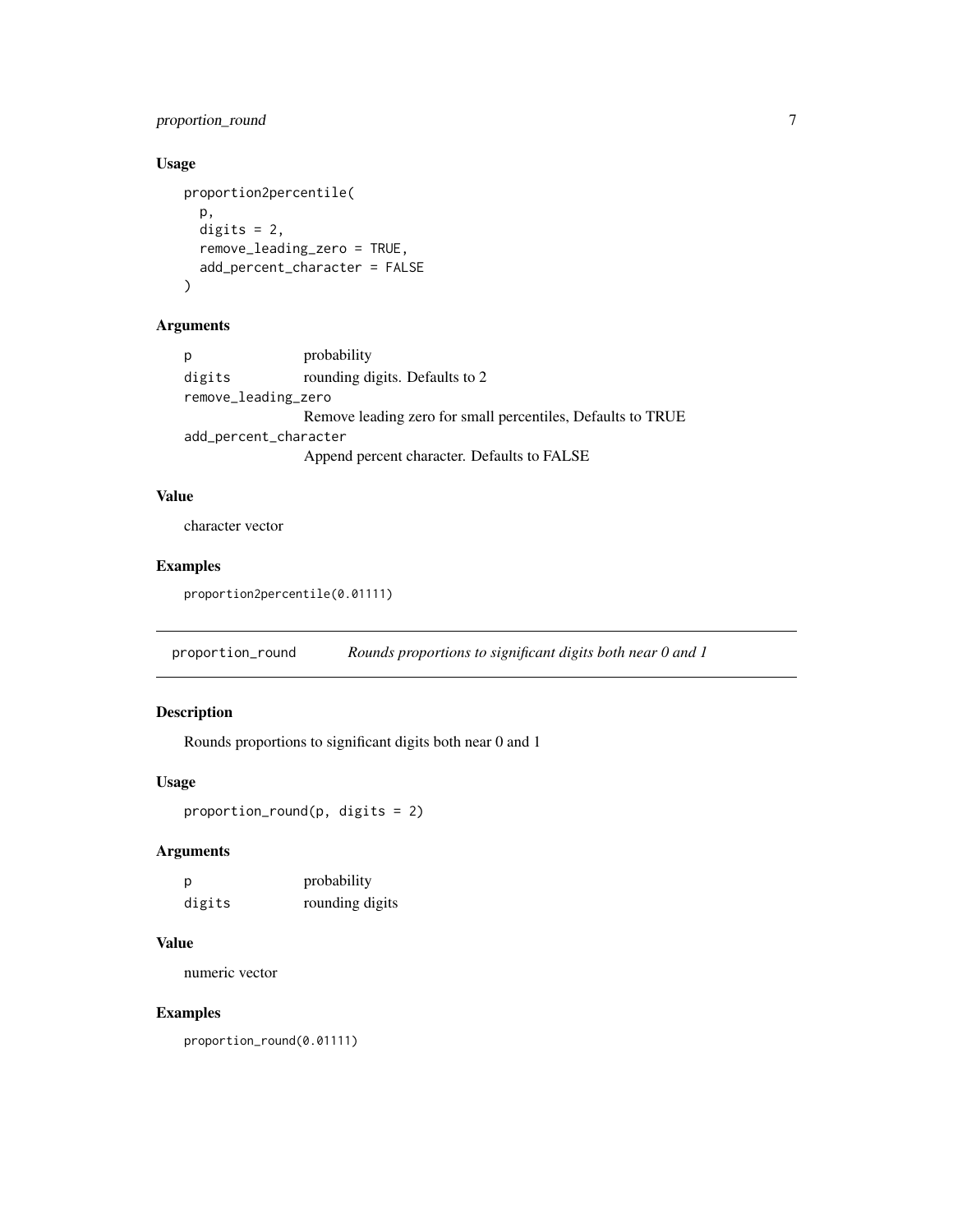### Usage

```
proportion2percentile(
  p,
  digits = 2,
  remove_leading_zero = TRUE,
  add_percent_character = FALSE
)
```

### Arguments

| | |
|---|---|
| p | probability |
| digits | rounding digits. Defaults to 2 |
| remove_leading_zero | Remove leading zero for small percentiles, Defaults to TRUE |
| add_percent_character | Append percent character. Defaults to FALSE |

### Value

character vector

### Examples

```
proportion2percentile(0.01111)
```

---

## proportion_round — *Rounds proportions to significant digits both near 0 and 1*

---

### Description

Rounds proportions to significant digits both near 0 and 1

### Usage

```
proportion_round(p, digits = 2)
```

### Arguments

| | |
|---|---|
| p | probability |
| digits | rounding digits |

### Value

numeric vector

### Examples

```
proportion_round(0.01111)
```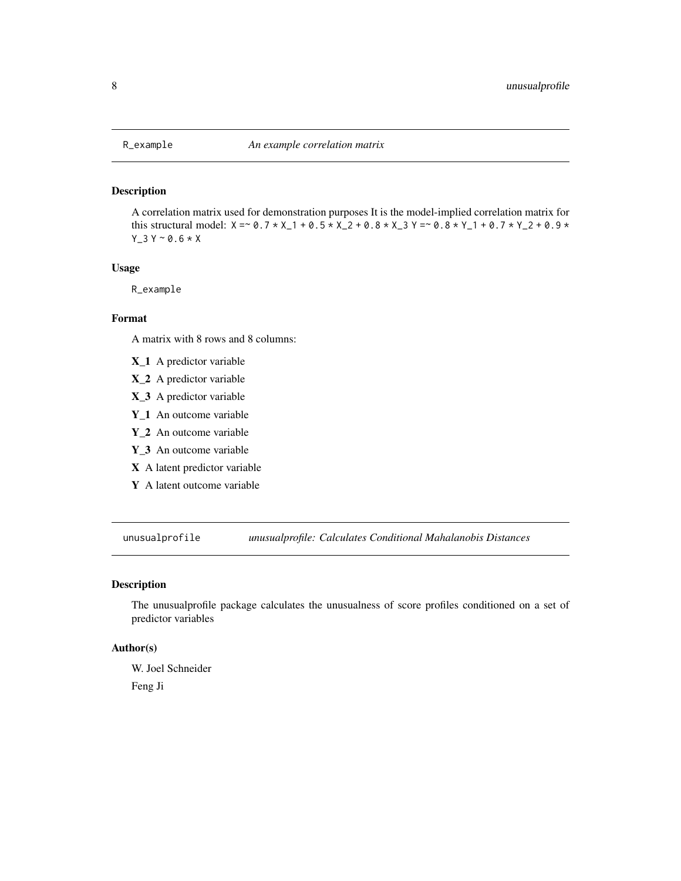## R_example — *An example correlation matrix*

### Description

A correlation matrix used for demonstration purposes It is the model-implied correlation matrix for this structural model: `X =~ 0.7 * X_1 + 0.5 * X_2 + 0.8 * X_3 Y =~ 0.8 * Y_1 + 0.7 * Y_2 + 0.9 * Y_3 Y ~ 0.6 * X`

### Usage

```
R_example
```

### Format

A matrix with 8 rows and 8 columns:

- **X_1** A predictor variable
- **X_2** A predictor variable
- **X_3** A predictor variable
- **Y_1** An outcome variable
- **Y_2** An outcome variable
- **Y_3** An outcome variable
- **X** A latent predictor variable
- **Y** A latent outcome variable

## unusualprofile — *unusualprofile: Calculates Conditional Mahalanobis Distances*

### Description

The unusualprofile package calculates the unusualness of score profiles conditioned on a set of predictor variables

### Author(s)

W. Joel Schneider

Feng Ji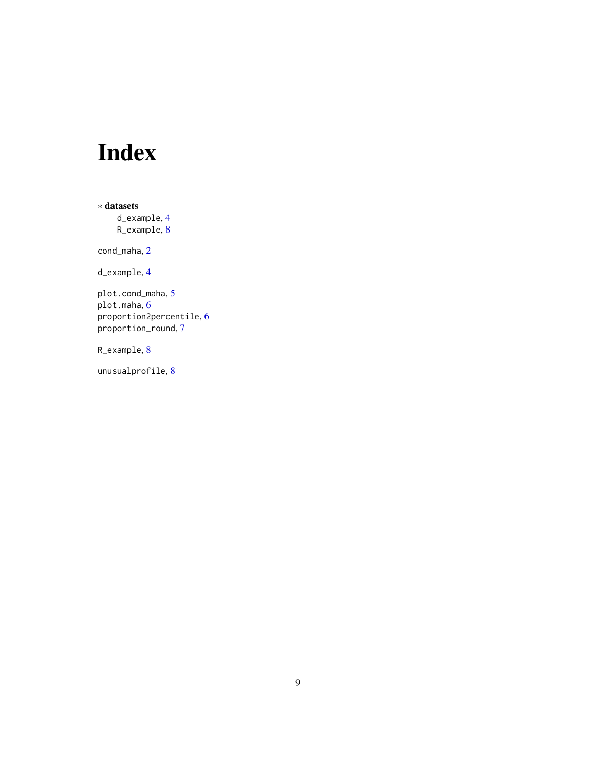# Index

∗ **datasets**
    d_example, 4
    R_example, 8

cond_maha, 2

d_example, 4

plot.cond_maha, 5
plot.maha, 6
proportion2percentile, 6
proportion_round, 7

R_example, 8

unusualprofile, 8